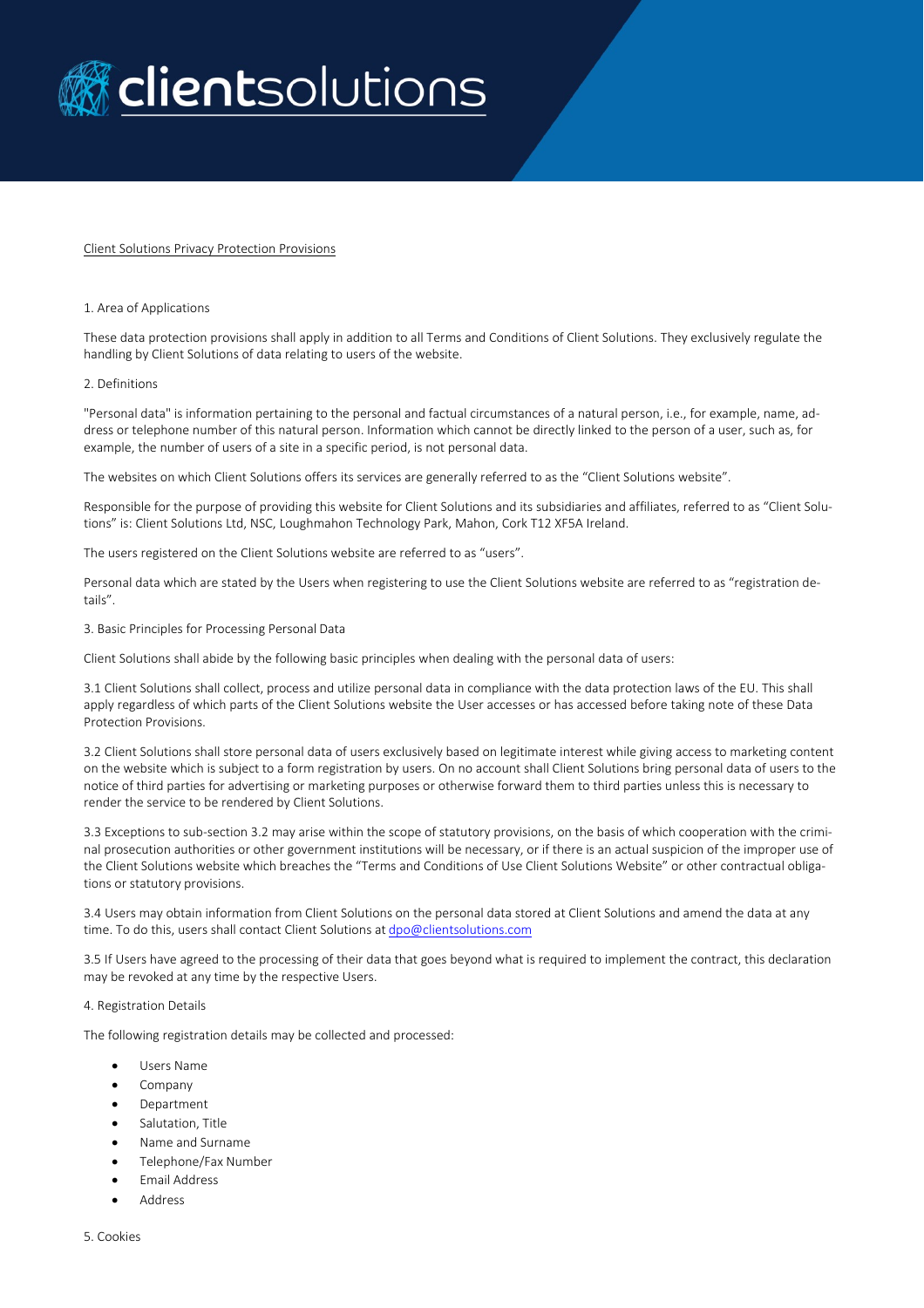# clientsolutions

## Client Solutions Privacy Protection Provisions

### 1. Area of Applications

These data protection provisions shall apply in addition to all Terms and Conditions of Client Solutions. They exclusively regulate the handling by Client Solutions of data relating to users of the website.

### 2. Definitions

"Personal data" is information pertaining to the personal and factual circumstances of a natural person, i.e., for example, name, address or telephone number of this natural person. Information which cannot be directly linked to the person of a user, such as, for example, the number of users of a site in a specific period, is not personal data.

The websites on which Client Solutions offers its services are generally referred to as the "Client Solutions website".

Responsible for the purpose of providing this website for Client Solutions and its subsidiaries and affiliates, referred to as "Client Solutions" is: Client Solutions Ltd, NSC, Loughmahon Technology Park, Mahon, Cork T12 XF5A Ireland.

The users registered on the Client Solutions website are referred to as "users".

Personal data which are stated by the Users when registering to use the Client Solutions website are referred to as "registration details".

### 3. Basic Principles for Processing Personal Data

Client Solutions shall abide by the following basic principles when dealing with the personal data of users:

3.1 Client Solutions shall collect, process and utilize personal data in compliance with the data protection laws of the EU. This shall apply regardless of which parts of the Client Solutions website the User accesses or has accessed before taking note of these Data Protection Provisions.

3.2 Client Solutions shall store personal data of users exclusively based on legitimate interest while giving access to marketing content on the website which is subject to a form registration by users. On no account shall Client Solutions bring personal data of users to the notice of third parties for advertising or marketing purposes or otherwise forward them to third parties unless this is necessary to render the service to be rendered by Client Solutions.

3.3 Exceptions to sub-section 3.2 may arise within the scope of statutory provisions, on the basis of which cooperation with the criminal prosecution authorities or other government institutions will be necessary, or if there is an actual suspicion of the improper use of the Client Solutions website which breaches the "Terms and Conditions of Use Client Solutions Website" or other contractual obligations or statutory provisions.

3.4 Users may obtain information from Client Solutions on the personal data stored at Client Solutions and amend the data at any time. To do this, users shall contact Client Solutions at dpo@clientsolutions.com

3.5 If Users have agreed to the processing of their data that goes beyond what is required to implement the contract, this declaration may be revoked at any time by the respective Users.

### 4. Registration Details

The following registration details may be collected and processed:

- Users Name
- Company
- Department
- Salutation, Title
- Name and Surname
- Telephone/Fax Number
- Email Address
- Address

### 5. Cookies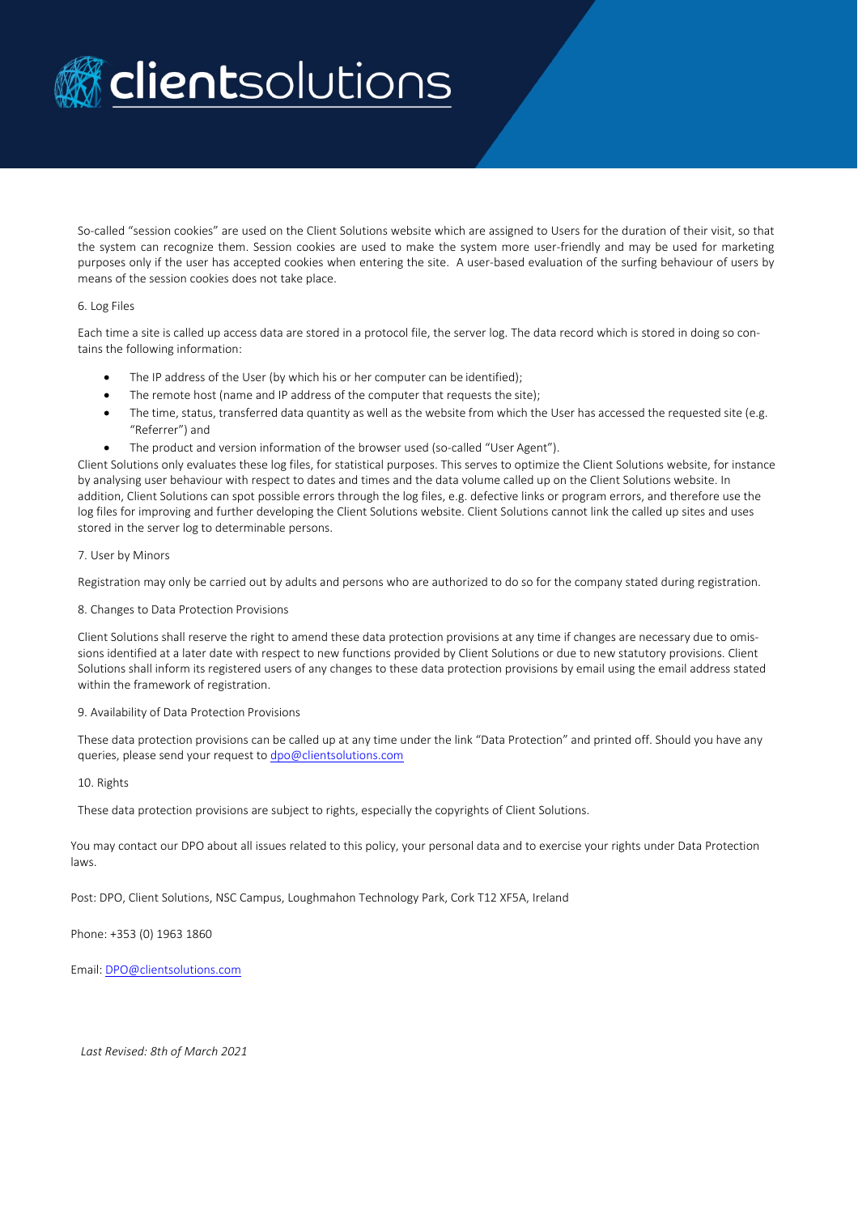So-called "session cookies" are used on the Client Solutions website which are assigned to Users for the duration of their visit, so that the system can recognize them. Session cookies are used to make the system more user-friendly and may be used for marketing purposes only if the user has accepted cookies when entering the site. A user-based evaluation of the surfing behaviour of users by means of the session cookies does not take place.

6. Log Files

Each time a site is called up access data are stored in a protocol file, the server log. The data record which is stored in doing so contains the following information:

- The IP address of the User (by which his or her computer can be identified);
- The remote host (name and IP address of the computer that requests the site);
- The time, status, transferred data quantity as well as the website from which the User has accessed the requested site (e.g. "Referrer") and
- The product and version information of the browser used (so-called "User Agent").

Client Solutions only evaluates these log files, for statistical purposes. This serves to optimize the Client Solutions website, for instance by analysing user behaviour with respect to dates and times and the data volume called up on the Client Solutions website. In addition, Client Solutions can spot possible errors through the log files, e.g. defective links or program errors, and therefore use the log files for improving and further developing the Client Solutions website. Client Solutions cannot link the called up sites and uses stored in the server log to determinable persons.

7. User by Minors

Registration may only be carried out by adults and persons who are authorized to do so for the company stated during registration.

8. Changes to Data Protection Provisions

Client Solutions shall reserve the right to amend these data protection provisions at any time if changes are necessary due to omissions identified at a later date with respect to new functions provided by Client Solutions or due to new statutory provisions. Client Solutions shall inform its registered users of any changes to these data protection provisions by email using the email address stated within the framework of registration.

9. Availability of Data Protection Provisions

These data protection provisions can be called up at any time under the link "Data Protection" and printed off. Should you have any queries, please send your request to dpo@clientsolutions.com

10. Rights

These data protection provisions are subject to rights, especially the copyrights of Client Solutions.

You may contact our DPO about all issues related to this policy, your personal data and to exercise your rights under Data Protection laws.

Post: DPO, Client Solutions, NSC Campus, Loughmahon Technology Park, Cork T12 XF5A, Ireland

Phone: +353 (0) 1963 1860

Email: DPO@clientsolutions.com

*Last Revised: 8th of March 2021*